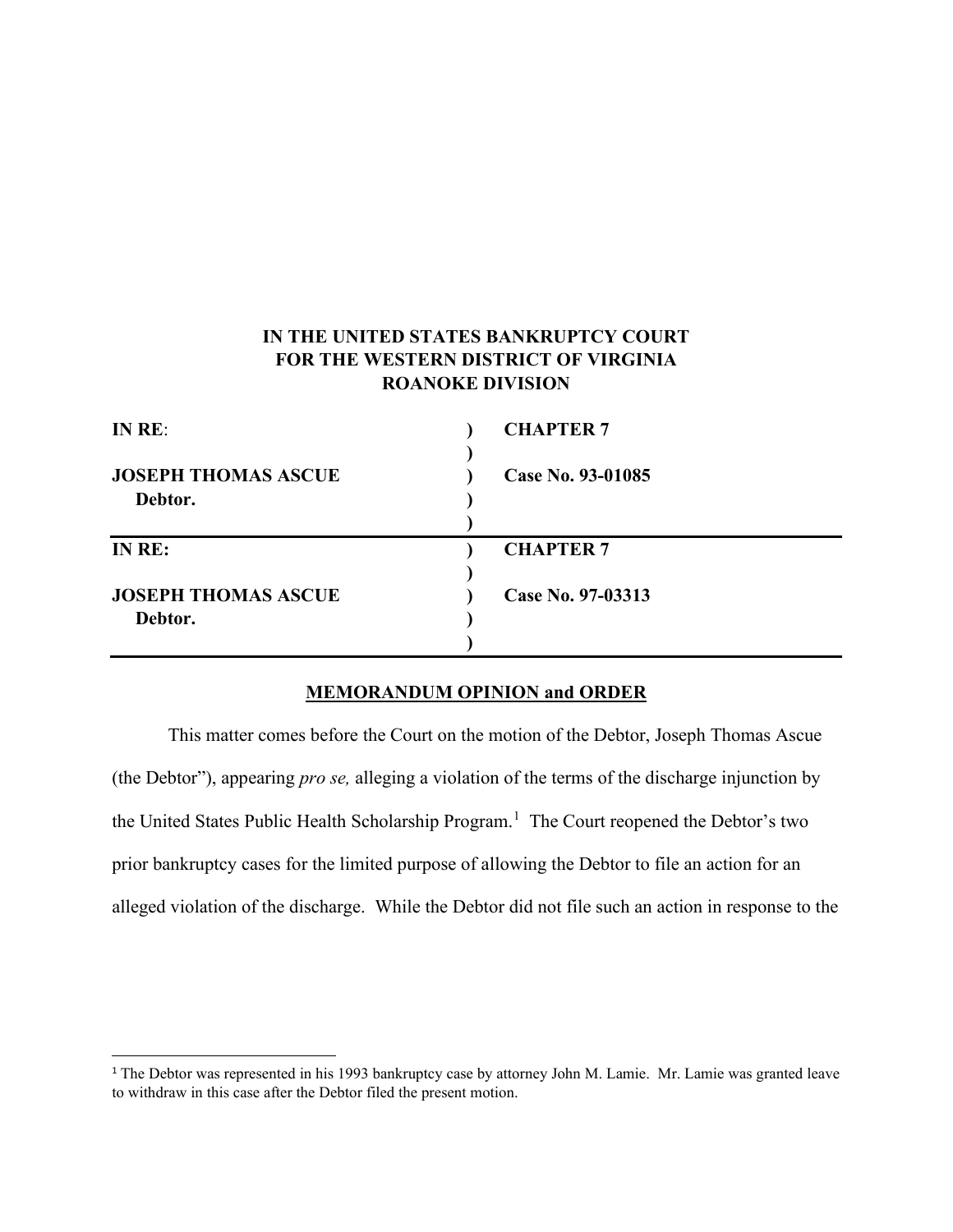**IN THE UNITED STATES BANKRUPTCY COURT**
**FOR THE WESTERN DISTRICT OF VIRGINIA**
**ROANOKE DIVISION**

| | | |
|---|---|---|
| **IN RE**: | ) | **CHAPTER 7** |
| | ) | |
| **JOSEPH THOMAS ASCUE** | ) | **Case No. 93-01085** |
| **Debtor.** | ) | |
| | ) | |
| **IN RE:** | ) | **CHAPTER 7** |
| | ) | |
| **JOSEPH THOMAS ASCUE** | ) | **Case No. 97-03313** |
| **Debtor.** | ) | |
| | ) | |

**MEMORANDUM OPINION and ORDER**

This matter comes before the Court on the motion of the Debtor, Joseph Thomas Ascue (the Debtor"), appearing *pro se,* alleging a violation of the terms of the discharge injunction by the United States Public Health Scholarship Program.[1] The Court reopened the Debtor's two prior bankruptcy cases for the limited purpose of allowing the Debtor to file an action for an alleged violation of the discharge. While the Debtor did not file such an action in response to the

[1] The Debtor was represented in his 1993 bankruptcy case by attorney John M. Lamie. Mr. Lamie was granted leave to withdraw in this case after the Debtor filed the present motion.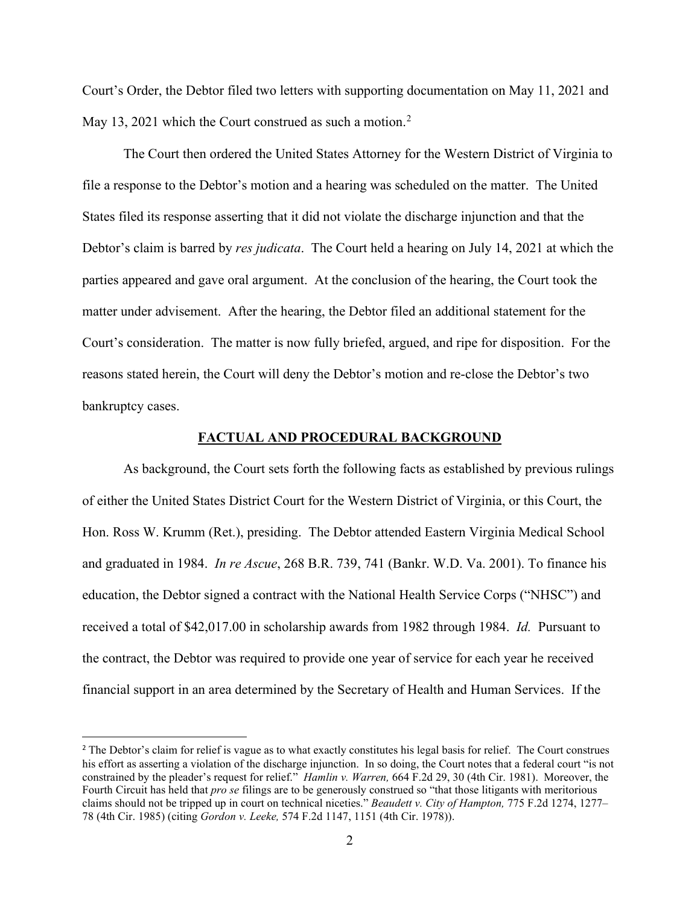Court's Order, the Debtor filed two letters with supporting documentation on May 11, 2021 and May 13, 2021 which the Court construed as such a motion.[2]

The Court then ordered the United States Attorney for the Western District of Virginia to file a response to the Debtor's motion and a hearing was scheduled on the matter. The United States filed its response asserting that it did not violate the discharge injunction and that the Debtor's claim is barred by *res judicata*. The Court held a hearing on July 14, 2021 at which the parties appeared and gave oral argument. At the conclusion of the hearing, the Court took the matter under advisement. After the hearing, the Debtor filed an additional statement for the Court's consideration. The matter is now fully briefed, argued, and ripe for disposition. For the reasons stated herein, the Court will deny the Debtor's motion and re-close the Debtor's two bankruptcy cases.

## FACTUAL AND PROCEDURAL BACKGROUND

As background, the Court sets forth the following facts as established by previous rulings of either the United States District Court for the Western District of Virginia, or this Court, the Hon. Ross W. Krumm (Ret.), presiding. The Debtor attended Eastern Virginia Medical School and graduated in 1984. *In re Ascue*, 268 B.R. 739, 741 (Bankr. W.D. Va. 2001). To finance his education, the Debtor signed a contract with the National Health Service Corps ("NHSC") and received a total of $42,017.00 in scholarship awards from 1982 through 1984. *Id.* Pursuant to the contract, the Debtor was required to provide one year of service for each year he received financial support in an area determined by the Secretary of Health and Human Services. If the

[2] The Debtor's claim for relief is vague as to what exactly constitutes his legal basis for relief. The Court construes his effort as asserting a violation of the discharge injunction. In so doing, the Court notes that a federal court "is not constrained by the pleader's request for relief." *Hamlin v. Warren,* 664 F.2d 29, 30 (4th Cir. 1981). Moreover, the Fourth Circuit has held that *pro se* filings are to be generously construed so "that those litigants with meritorious claims should not be tripped up in court on technical niceties." *Beaudett v. City of Hampton,* 775 F.2d 1274, 1277–78 (4th Cir. 1985) (citing *Gordon v. Leeke,* 574 F.2d 1147, 1151 (4th Cir. 1978)).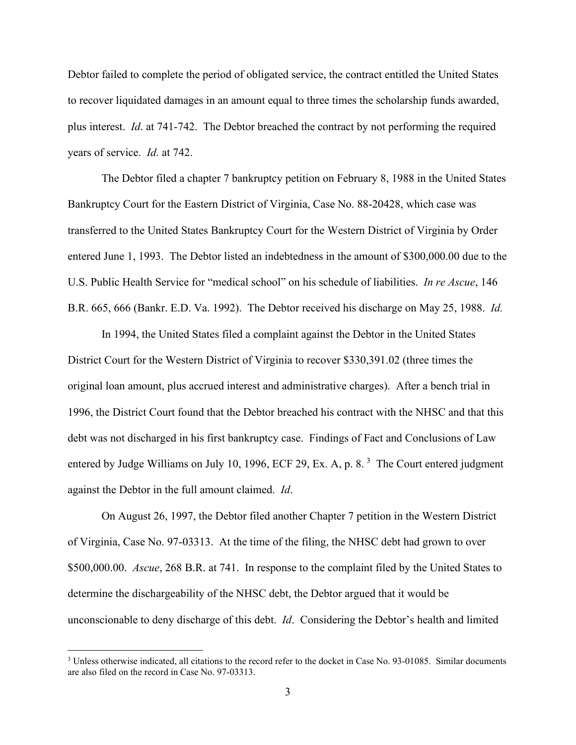Debtor failed to complete the period of obligated service, the contract entitled the United States to recover liquidated damages in an amount equal to three times the scholarship funds awarded, plus interest. *Id*. at 741-742. The Debtor breached the contract by not performing the required years of service. *Id.* at 742.

The Debtor filed a chapter 7 bankruptcy petition on February 8, 1988 in the United States Bankruptcy Court for the Eastern District of Virginia, Case No. 88-20428, which case was transferred to the United States Bankruptcy Court for the Western District of Virginia by Order entered June 1, 1993. The Debtor listed an indebtedness in the amount of $300,000.00 due to the U.S. Public Health Service for "medical school" on his schedule of liabilities. *In re Ascue*, 146 B.R. 665, 666 (Bankr. E.D. Va. 1992). The Debtor received his discharge on May 25, 1988. *Id.*

In 1994, the United States filed a complaint against the Debtor in the United States District Court for the Western District of Virginia to recover $330,391.02 (three times the original loan amount, plus accrued interest and administrative charges). After a bench trial in 1996, the District Court found that the Debtor breached his contract with the NHSC and that this debt was not discharged in his first bankruptcy case. Findings of Fact and Conclusions of Law entered by Judge Williams on July 10, 1996, ECF 29, Ex. A, p. 8. [3] The Court entered judgment against the Debtor in the full amount claimed. *Id*.

On August 26, 1997, the Debtor filed another Chapter 7 petition in the Western District of Virginia, Case No. 97-03313. At the time of the filing, the NHSC debt had grown to over $500,000.00. *Ascue*, 268 B.R. at 741. In response to the complaint filed by the United States to determine the dischargeability of the NHSC debt, the Debtor argued that it would be unconscionable to deny discharge of this debt. *Id*. Considering the Debtor's health and limited

[3] Unless otherwise indicated, all citations to the record refer to the docket in Case No. 93-01085. Similar documents are also filed on the record in Case No. 97-03313.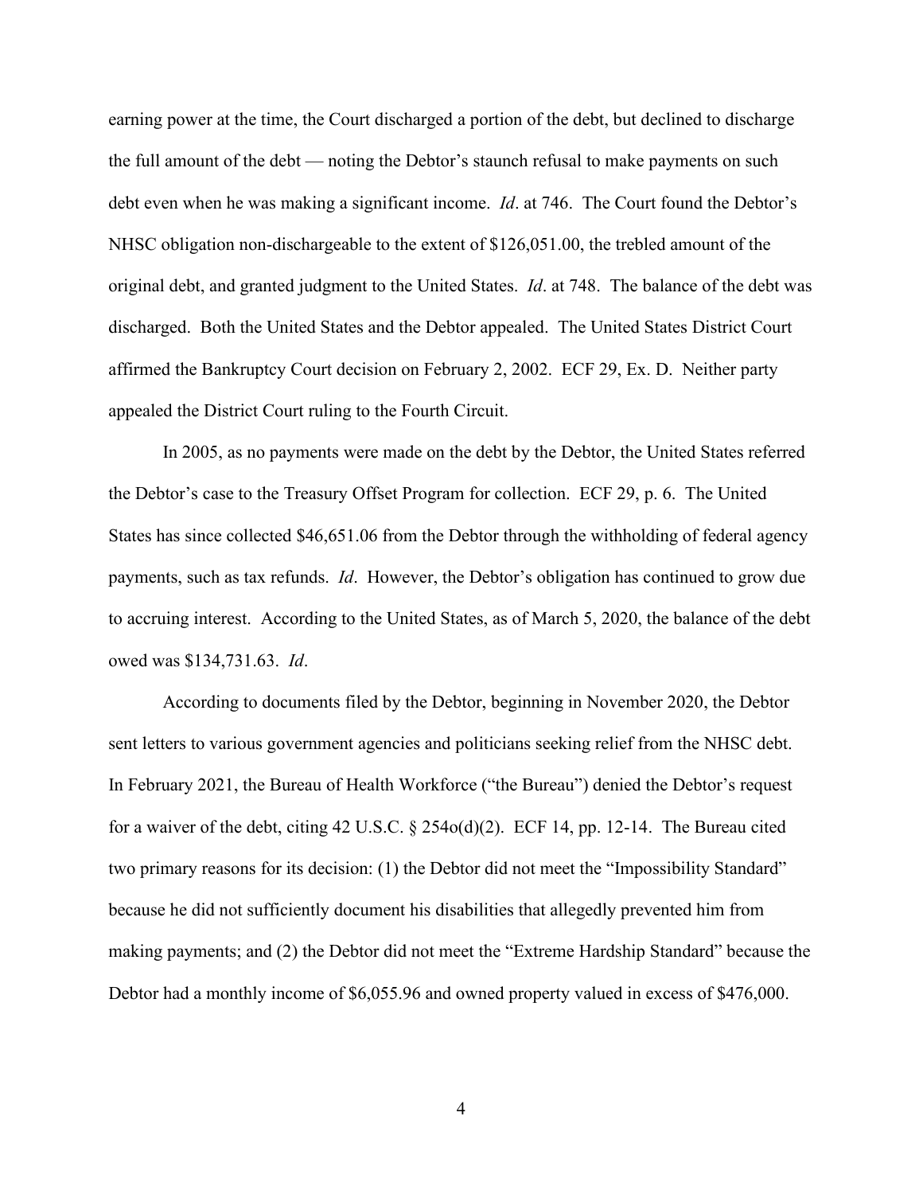earning power at the time, the Court discharged a portion of the debt, but declined to discharge the full amount of the debt — noting the Debtor's staunch refusal to make payments on such debt even when he was making a significant income. *Id*. at 746. The Court found the Debtor's NHSC obligation non-dischargeable to the extent of $126,051.00, the trebled amount of the original debt, and granted judgment to the United States. *Id*. at 748. The balance of the debt was discharged. Both the United States and the Debtor appealed. The United States District Court affirmed the Bankruptcy Court decision on February 2, 2002. ECF 29, Ex. D. Neither party appealed the District Court ruling to the Fourth Circuit.

In 2005, as no payments were made on the debt by the Debtor, the United States referred the Debtor's case to the Treasury Offset Program for collection. ECF 29, p. 6. The United States has since collected $46,651.06 from the Debtor through the withholding of federal agency payments, such as tax refunds. *Id*. However, the Debtor's obligation has continued to grow due to accruing interest. According to the United States, as of March 5, 2020, the balance of the debt owed was $134,731.63. *Id*.

According to documents filed by the Debtor, beginning in November 2020, the Debtor sent letters to various government agencies and politicians seeking relief from the NHSC debt. In February 2021, the Bureau of Health Workforce ("the Bureau") denied the Debtor's request for a waiver of the debt, citing 42 U.S.C. § 254o(d)(2). ECF 14, pp. 12-14. The Bureau cited two primary reasons for its decision: (1) the Debtor did not meet the "Impossibility Standard" because he did not sufficiently document his disabilities that allegedly prevented him from making payments; and (2) the Debtor did not meet the "Extreme Hardship Standard" because the Debtor had a monthly income of $6,055.96 and owned property valued in excess of $476,000.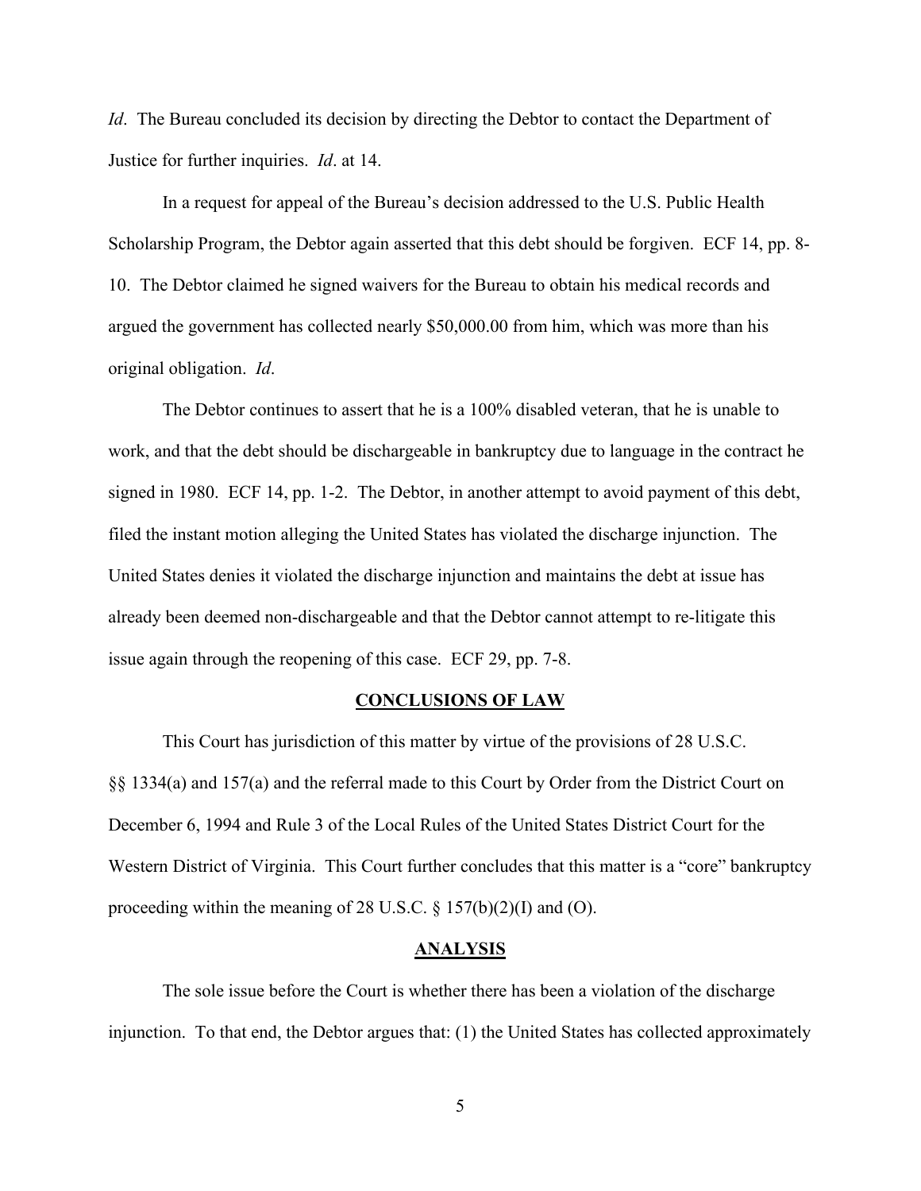*Id*. The Bureau concluded its decision by directing the Debtor to contact the Department of Justice for further inquiries. *Id*. at 14.

In a request for appeal of the Bureau's decision addressed to the U.S. Public Health Scholarship Program, the Debtor again asserted that this debt should be forgiven. ECF 14, pp. 8-10. The Debtor claimed he signed waivers for the Bureau to obtain his medical records and argued the government has collected nearly $50,000.00 from him, which was more than his original obligation. *Id*.

The Debtor continues to assert that he is a 100% disabled veteran, that he is unable to work, and that the debt should be dischargeable in bankruptcy due to language in the contract he signed in 1980. ECF 14, pp. 1-2. The Debtor, in another attempt to avoid payment of this debt, filed the instant motion alleging the United States has violated the discharge injunction. The United States denies it violated the discharge injunction and maintains the debt at issue has already been deemed non-dischargeable and that the Debtor cannot attempt to re-litigate this issue again through the reopening of this case. ECF 29, pp. 7-8.

## CONCLUSIONS OF LAW

This Court has jurisdiction of this matter by virtue of the provisions of 28 U.S.C. §§ 1334(a) and 157(a) and the referral made to this Court by Order from the District Court on December 6, 1994 and Rule 3 of the Local Rules of the United States District Court for the Western District of Virginia. This Court further concludes that this matter is a "core" bankruptcy proceeding within the meaning of 28 U.S.C. § 157(b)(2)(I) and (O).

## ANALYSIS

The sole issue before the Court is whether there has been a violation of the discharge injunction. To that end, the Debtor argues that: (1) the United States has collected approximately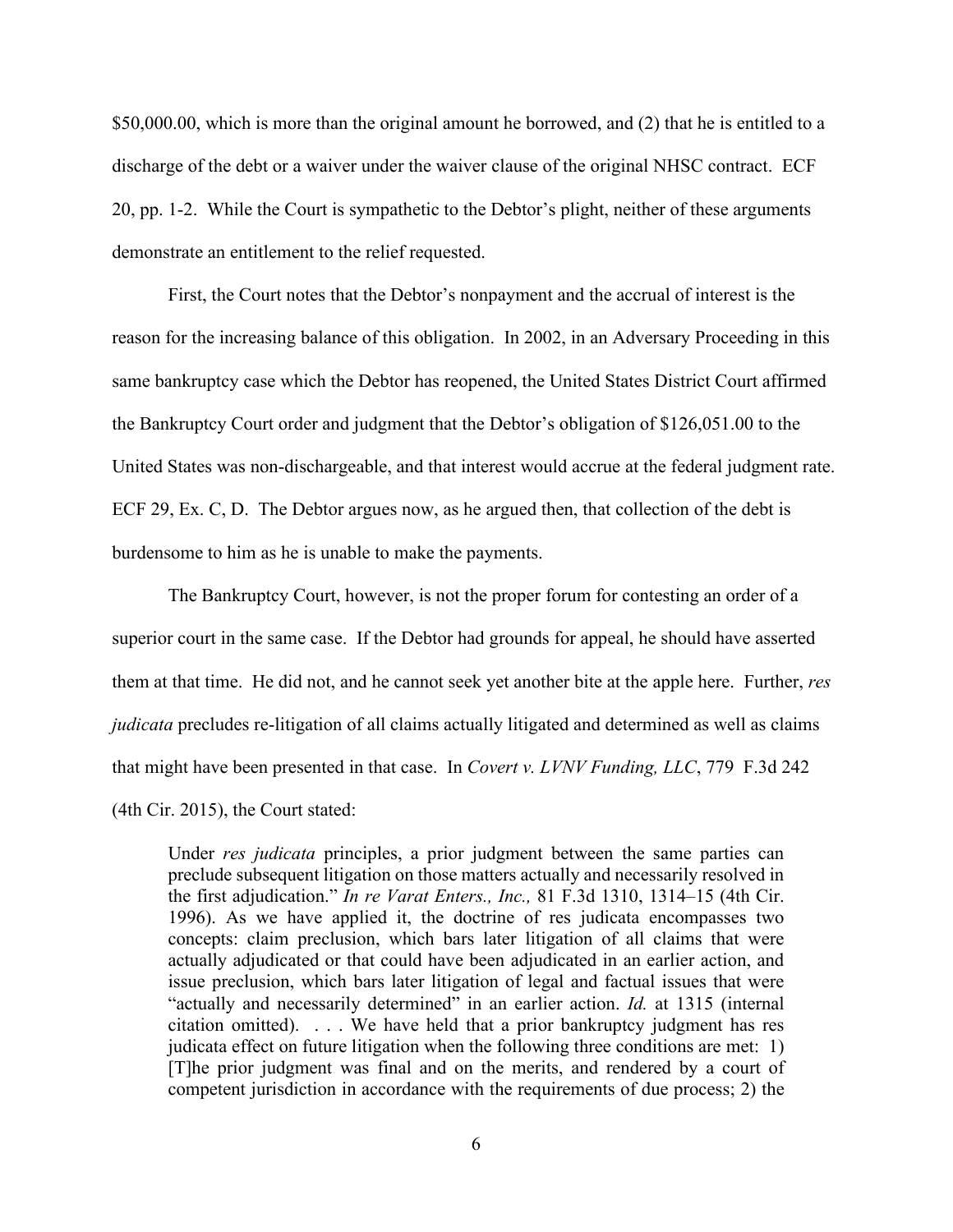$50,000.00, which is more than the original amount he borrowed, and (2) that he is entitled to a discharge of the debt or a waiver under the waiver clause of the original NHSC contract. ECF 20, pp. 1-2. While the Court is sympathetic to the Debtor's plight, neither of these arguments demonstrate an entitlement to the relief requested.

First, the Court notes that the Debtor's nonpayment and the accrual of interest is the reason for the increasing balance of this obligation. In 2002, in an Adversary Proceeding in this same bankruptcy case which the Debtor has reopened, the United States District Court affirmed the Bankruptcy Court order and judgment that the Debtor's obligation of $126,051.00 to the United States was non-dischargeable, and that interest would accrue at the federal judgment rate. ECF 29, Ex. C, D. The Debtor argues now, as he argued then, that collection of the debt is burdensome to him as he is unable to make the payments.

The Bankruptcy Court, however, is not the proper forum for contesting an order of a superior court in the same case. If the Debtor had grounds for appeal, he should have asserted them at that time. He did not, and he cannot seek yet another bite at the apple here. Further, *res judicata* precludes re-litigation of all claims actually litigated and determined as well as claims that might have been presented in that case. In *Covert v. LVNV Funding, LLC*, 779 F.3d 242 (4th Cir. 2015), the Court stated:

> Under *res judicata* principles, a prior judgment between the same parties can preclude subsequent litigation on those matters actually and necessarily resolved in the first adjudication." *In re Varat Enters., Inc.,* 81 F.3d 1310, 1314–15 (4th Cir. 1996). As we have applied it, the doctrine of res judicata encompasses two concepts: claim preclusion, which bars later litigation of all claims that were actually adjudicated or that could have been adjudicated in an earlier action, and issue preclusion, which bars later litigation of legal and factual issues that were "actually and necessarily determined" in an earlier action. *Id.* at 1315 (internal citation omitted). . . . We have held that a prior bankruptcy judgment has res judicata effect on future litigation when the following three conditions are met: 1) [T]he prior judgment was final and on the merits, and rendered by a court of competent jurisdiction in accordance with the requirements of due process; 2) the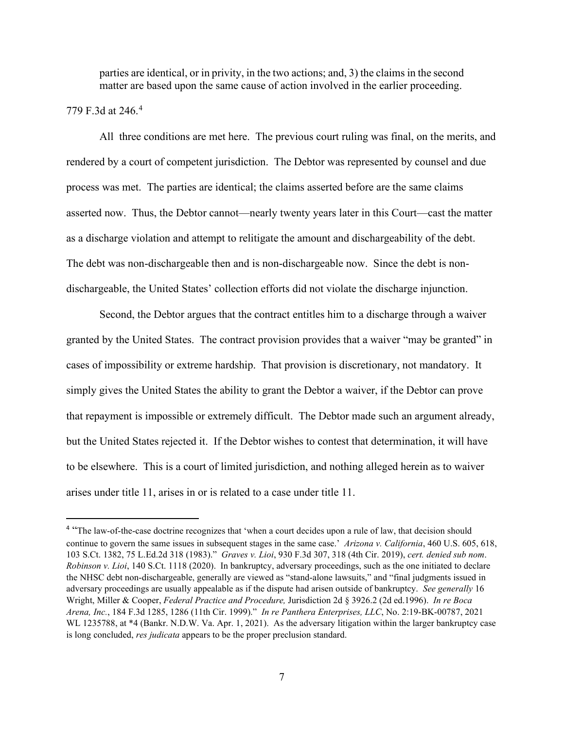> parties are identical, or in privity, in the two actions; and, 3) the claims in the second matter are based upon the same cause of action involved in the earlier proceeding.

779 F.3d at 246.[4]

All three conditions are met here. The previous court ruling was final, on the merits, and rendered by a court of competent jurisdiction. The Debtor was represented by counsel and due process was met. The parties are identical; the claims asserted before are the same claims asserted now. Thus, the Debtor cannot—nearly twenty years later in this Court—cast the matter as a discharge violation and attempt to relitigate the amount and dischargeability of the debt. The debt was non-dischargeable then and is non-dischargeable now. Since the debt is non-dischargeable, the United States' collection efforts did not violate the discharge injunction.

Second, the Debtor argues that the contract entitles him to a discharge through a waiver granted by the United States. The contract provision provides that a waiver "may be granted" in cases of impossibility or extreme hardship. That provision is discretionary, not mandatory. It simply gives the United States the ability to grant the Debtor a waiver, if the Debtor can prove that repayment is impossible or extremely difficult. The Debtor made such an argument already, but the United States rejected it. If the Debtor wishes to contest that determination, it will have to be elsewhere. This is a court of limited jurisdiction, and nothing alleged herein as to waiver arises under title 11, arises in or is related to a case under title 11.

---

[4] "The law-of-the-case doctrine recognizes that 'when a court decides upon a rule of law, that decision should continue to govern the same issues in subsequent stages in the same case.' *Arizona v. California*, 460 U.S. 605, 618, 103 S.Ct. 1382, 75 L.Ed.2d 318 (1983)." *Graves v. Lioi*, 930 F.3d 307, 318 (4th Cir. 2019), *cert. denied sub nom*. *Robinson v. Lioi*, 140 S.Ct. 1118 (2020). In bankruptcy, adversary proceedings, such as the one initiated to declare the NHSC debt non-dischargeable, generally are viewed as "stand-alone lawsuits," and "final judgments issued in adversary proceedings are usually appealable as if the dispute had arisen outside of bankruptcy. *See generally* 16 Wright, Miller & Cooper, *Federal Practice and Procedure,* Jurisdiction 2d § 3926.2 (2d ed.1996). *In re Boca Arena, Inc.*, 184 F.3d 1285, 1286 (11th Cir. 1999)." *In re Panthera Enterprises, LLC*, No. 2:19-BK-00787, 2021 WL 1235788, at *4 (Bankr. N.D.W. Va. Apr. 1, 2021). As the adversary litigation within the larger bankruptcy case is long concluded, *res judicata* appears to be the proper preclusion standard.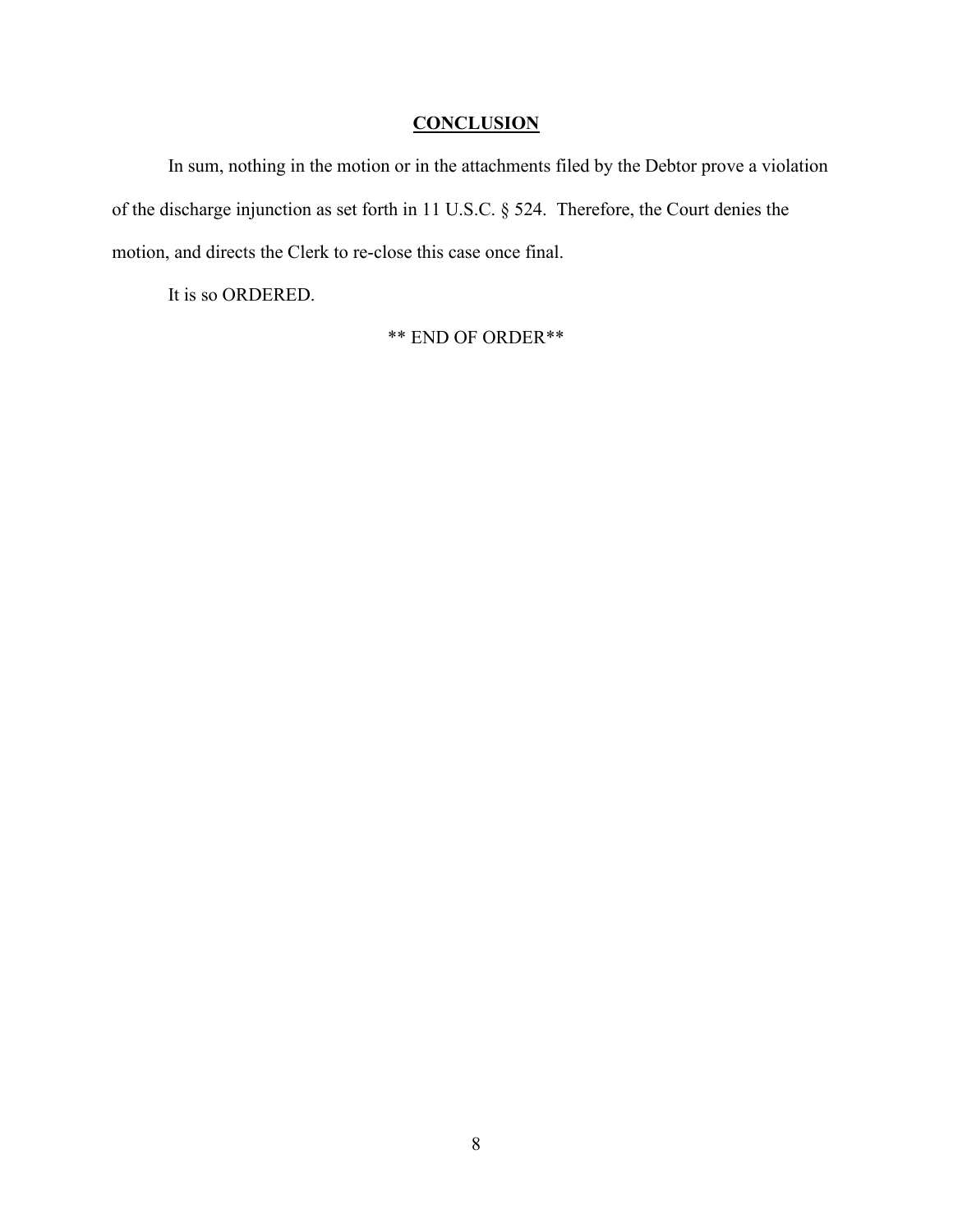## CONCLUSION

In sum, nothing in the motion or in the attachments filed by the Debtor prove a violation of the discharge injunction as set forth in 11 U.S.C. § 524. Therefore, the Court denies the motion, and directs the Clerk to re-close this case once final.

It is so ORDERED.

** END OF ORDER**